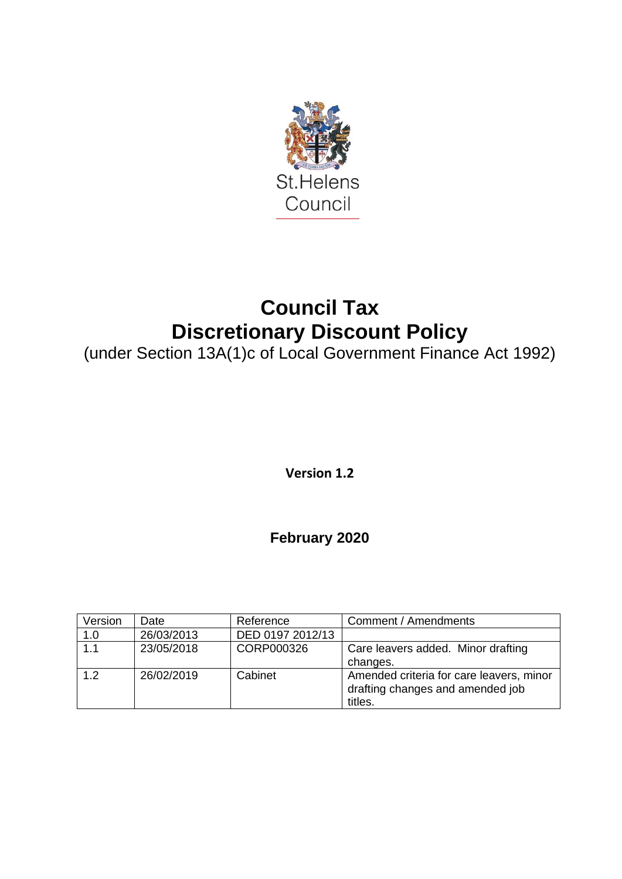St.Helens Council

# Council Tax
# Discretionary Discount Policy

(under Section 13A(1)c of Local Government Finance Act 1992)

**Version 1.2**

**February 2020**

| Version | Date | Reference | Comment / Amendments |
|---|---|---|---|
| 1.0 | 26/03/2013 | DED 0197 2012/13 | |
| 1.1 | 23/05/2018 | CORP000326 | Care leavers added. Minor drafting changes. |
| 1.2 | 26/02/2019 | Cabinet | Amended criteria for care leavers, minor drafting changes and amended job titles. |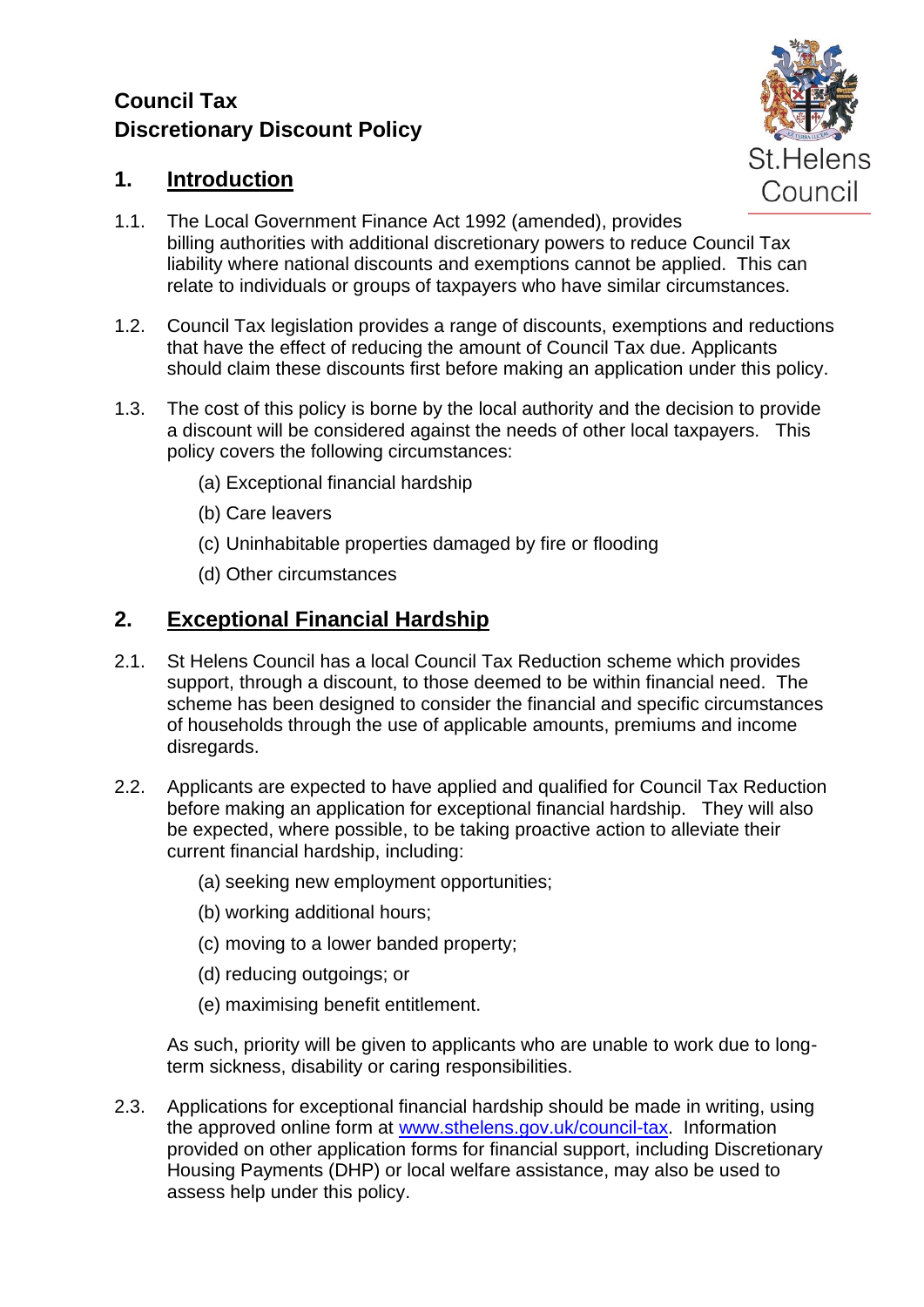# Council Tax
# Discretionary Discount Policy

St.Helens Council

## 1. Introduction

1.1. The Local Government Finance Act 1992 (amended), provides billing authorities with additional discretionary powers to reduce Council Tax liability where national discounts and exemptions cannot be applied. This can relate to individuals or groups of taxpayers who have similar circumstances.

1.2. Council Tax legislation provides a range of discounts, exemptions and reductions that have the effect of reducing the amount of Council Tax due. Applicants should claim these discounts first before making an application under this policy.

1.3. The cost of this policy is borne by the local authority and the decision to provide a discount will be considered against the needs of other local taxpayers. This policy covers the following circumstances:

(a) Exceptional financial hardship

(b) Care leavers

(c) Uninhabitable properties damaged by fire or flooding

(d) Other circumstances

## 2. Exceptional Financial Hardship

2.1. St Helens Council has a local Council Tax Reduction scheme which provides support, through a discount, to those deemed to be within financial need. The scheme has been designed to consider the financial and specific circumstances of households through the use of applicable amounts, premiums and income disregards.

2.2. Applicants are expected to have applied and qualified for Council Tax Reduction before making an application for exceptional financial hardship. They will also be expected, where possible, to be taking proactive action to alleviate their current financial hardship, including:

(a) seeking new employment opportunities;

(b) working additional hours;

(c) moving to a lower banded property;

(d) reducing outgoings; or

(e) maximising benefit entitlement.

As such, priority will be given to applicants who are unable to work due to long-term sickness, disability or caring responsibilities.

2.3. Applications for exceptional financial hardship should be made in writing, using the approved online form at www.sthelens.gov.uk/council-tax. Information provided on other application forms for financial support, including Discretionary Housing Payments (DHP) or local welfare assistance, may also be used to assess help under this policy.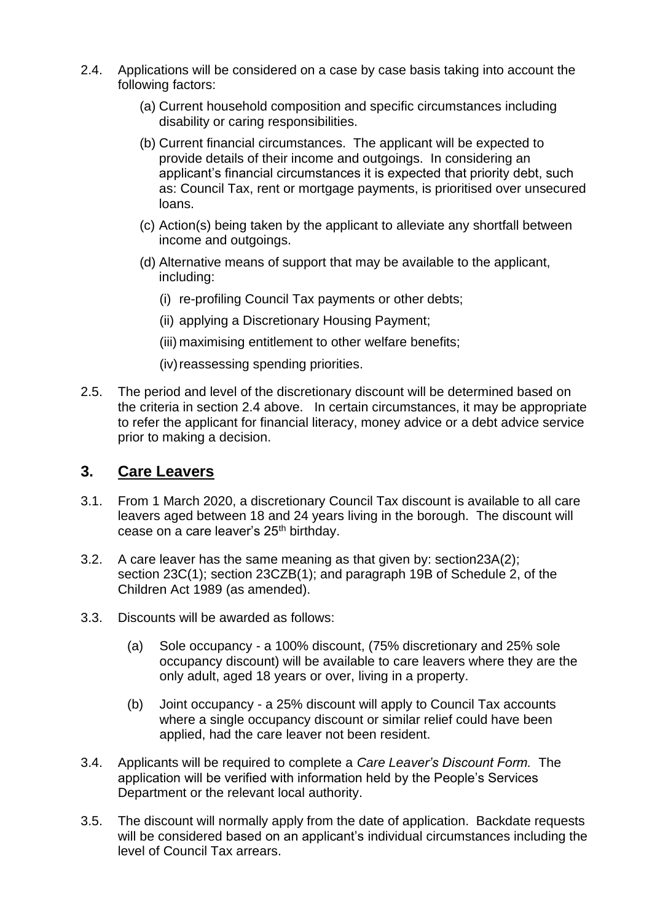2.4. Applications will be considered on a case by case basis taking into account the following factors:

(a) Current household composition and specific circumstances including disability or caring responsibilities.

(b) Current financial circumstances. The applicant will be expected to provide details of their income and outgoings. In considering an applicant's financial circumstances it is expected that priority debt, such as: Council Tax, rent or mortgage payments, is prioritised over unsecured loans.

(c) Action(s) being taken by the applicant to alleviate any shortfall between income and outgoings.

(d) Alternative means of support that may be available to the applicant, including:

(i) re-profiling Council Tax payments or other debts;

(ii) applying a Discretionary Housing Payment;

(iii) maximising entitlement to other welfare benefits;

(iv) reassessing spending priorities.

2.5. The period and level of the discretionary discount will be determined based on the criteria in section 2.4 above. In certain circumstances, it may be appropriate to refer the applicant for financial literacy, money advice or a debt advice service prior to making a decision.

## 3. Care Leavers

3.1. From 1 March 2020, a discretionary Council Tax discount is available to all care leavers aged between 18 and 24 years living in the borough. The discount will cease on a care leaver's 25th birthday.

3.2. A care leaver has the same meaning as that given by: section23A(2); section 23C(1); section 23CZB(1); and paragraph 19B of Schedule 2, of the Children Act 1989 (as amended).

3.3. Discounts will be awarded as follows:

(a) Sole occupancy - a 100% discount, (75% discretionary and 25% sole occupancy discount) will be available to care leavers where they are the only adult, aged 18 years or over, living in a property.

(b) Joint occupancy - a 25% discount will apply to Council Tax accounts where a single occupancy discount or similar relief could have been applied, had the care leaver not been resident.

3.4. Applicants will be required to complete a *Care Leaver's Discount Form.* The application will be verified with information held by the People's Services Department or the relevant local authority.

3.5. The discount will normally apply from the date of application. Backdate requests will be considered based on an applicant's individual circumstances including the level of Council Tax arrears.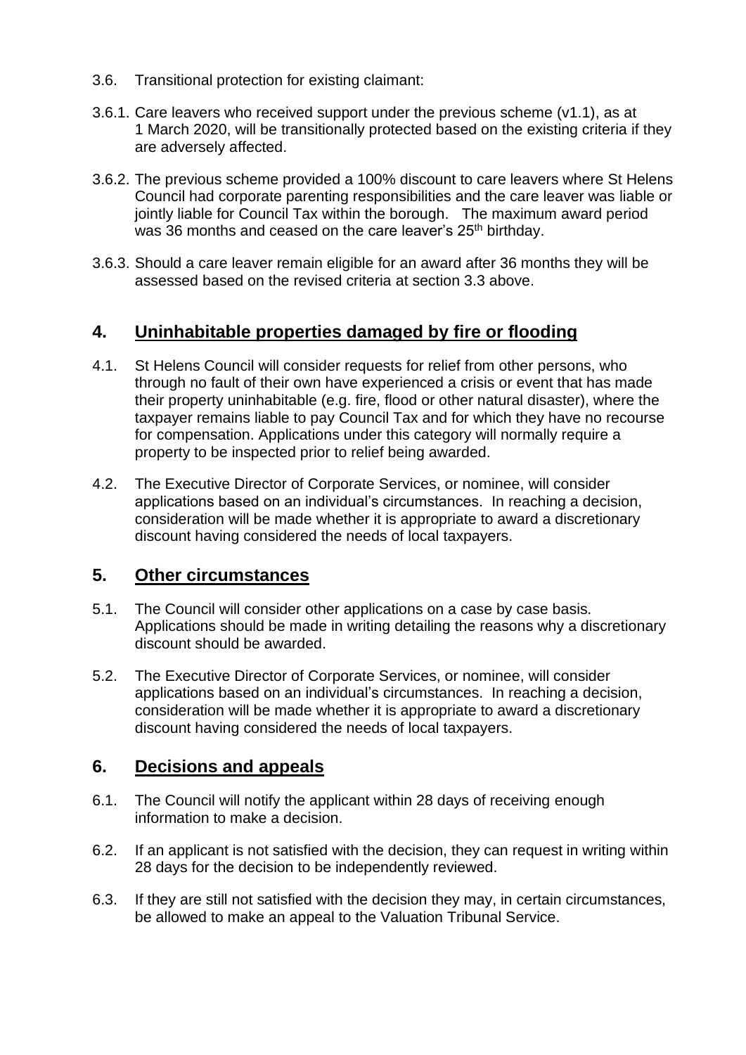3.6. Transitional protection for existing claimant:

3.6.1. Care leavers who received support under the previous scheme (v1.1), as at 1 March 2020, will be transitionally protected based on the existing criteria if they are adversely affected.

3.6.2. The previous scheme provided a 100% discount to care leavers where St Helens Council had corporate parenting responsibilities and the care leaver was liable or jointly liable for Council Tax within the borough. The maximum award period was 36 months and ceased on the care leaver's 25th birthday.

3.6.3. Should a care leaver remain eligible for an award after 36 months they will be assessed based on the revised criteria at section 3.3 above.

## 4. Uninhabitable properties damaged by fire or flooding

4.1. St Helens Council will consider requests for relief from other persons, who through no fault of their own have experienced a crisis or event that has made their property uninhabitable (e.g. fire, flood or other natural disaster), where the taxpayer remains liable to pay Council Tax and for which they have no recourse for compensation. Applications under this category will normally require a property to be inspected prior to relief being awarded.

4.2. The Executive Director of Corporate Services, or nominee, will consider applications based on an individual's circumstances. In reaching a decision, consideration will be made whether it is appropriate to award a discretionary discount having considered the needs of local taxpayers.

## 5. Other circumstances

5.1. The Council will consider other applications on a case by case basis. Applications should be made in writing detailing the reasons why a discretionary discount should be awarded.

5.2. The Executive Director of Corporate Services, or nominee, will consider applications based on an individual's circumstances. In reaching a decision, consideration will be made whether it is appropriate to award a discretionary discount having considered the needs of local taxpayers.

## 6. Decisions and appeals

6.1. The Council will notify the applicant within 28 days of receiving enough information to make a decision.

6.2. If an applicant is not satisfied with the decision, they can request in writing within 28 days for the decision to be independently reviewed.

6.3. If they are still not satisfied with the decision they may, in certain circumstances, be allowed to make an appeal to the Valuation Tribunal Service.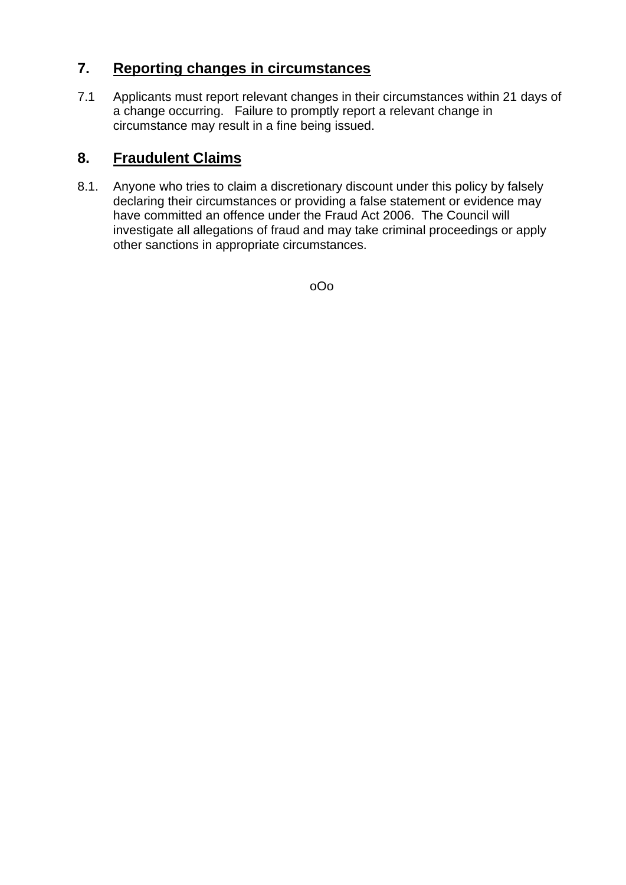## 7. Reporting changes in circumstances

7.1 Applicants must report relevant changes in their circumstances within 21 days of a change occurring. Failure to promptly report a relevant change in circumstance may result in a fine being issued.

## 8. Fraudulent Claims

8.1. Anyone who tries to claim a discretionary discount under this policy by falsely declaring their circumstances or providing a false statement or evidence may have committed an offence under the Fraud Act 2006. The Council will investigate all allegations of fraud and may take criminal proceedings or apply other sanctions in appropriate circumstances.

oOo